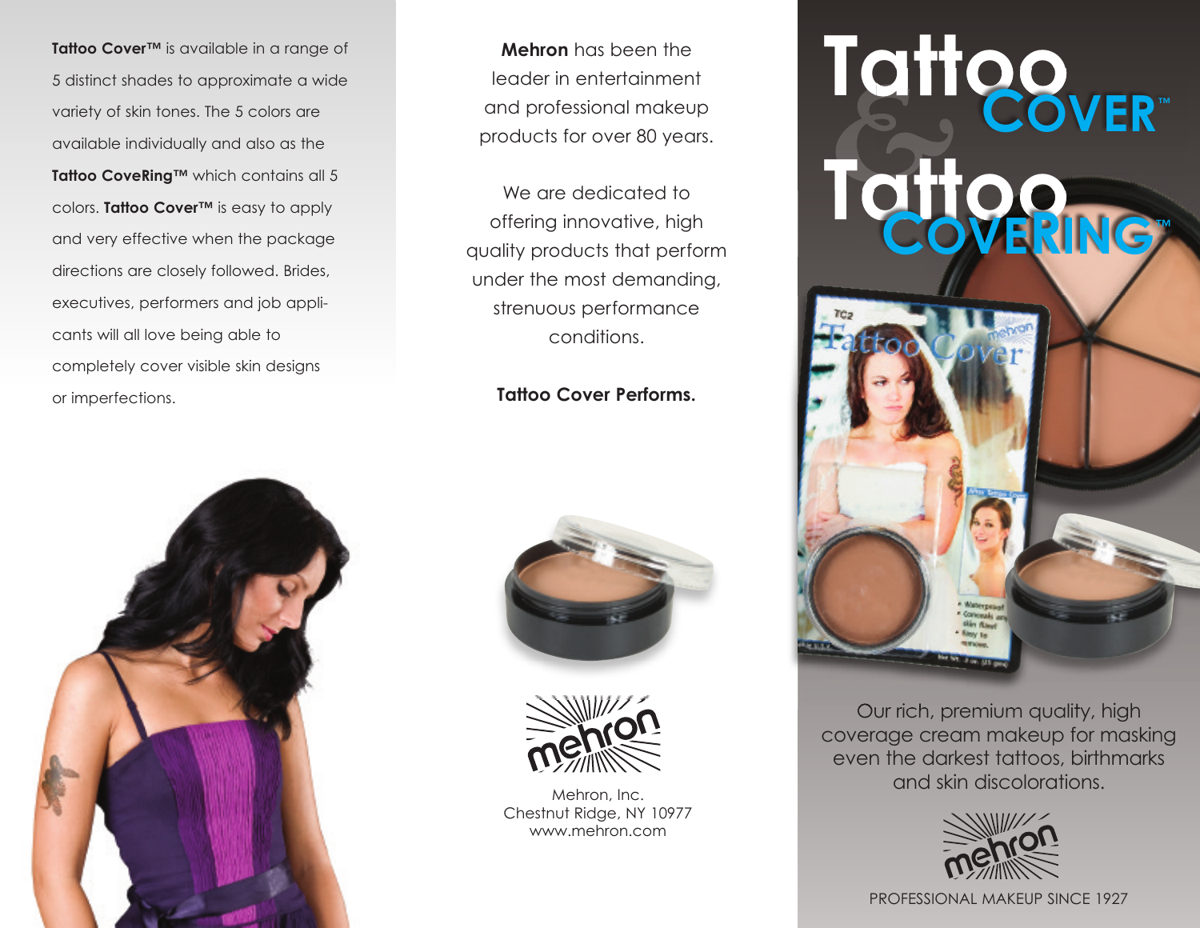**Tattoo Cover™** is available in a range of 5 distinct shades to approximate a wide variety of skin tones. The 5 colors are available individually and also as the **Tattoo CoveRing™** which contains all 5 colors. **Tattoo Cover™** is easy to apply and very effective when the package directions are closely followed. Brides, executives, performers and job applicants will all love being able to completely cover visible skin designs or imperfections.

**Mehron** has been the leader in entertainment and professional makeup products for over 80 years.

We are dedicated to offering innovative, high quality products that perform under the most demanding, strenuous performance conditions.

**Tattoo Cover Performs.**

Mehron, Inc.
Chestnut Ridge, NY 10977
www.mehron.com

# Tattoo COVER™ & Tattoo COVERING™

Our rich, premium quality, high coverage cream makeup for masking even the darkest tattoos, birthmarks and skin discolorations.

PROFESSIONAL MAKEUP SINCE 1927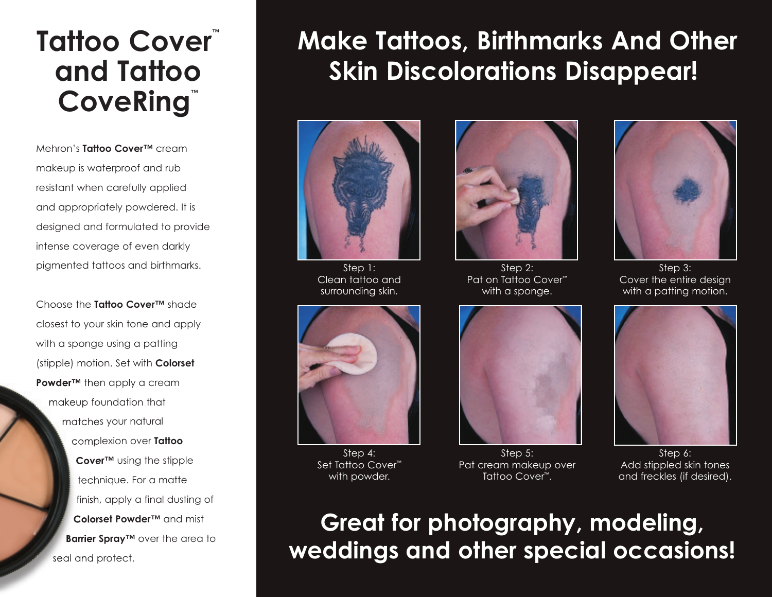# Tattoo Cover™ and Tattoo CoveRing™

Mehron's **Tattoo Cover™** cream makeup is waterproof and rub resistant when carefully applied and appropriately powdered. It is designed and formulated to provide intense coverage of even darkly pigmented tattoos and birthmarks.

Choose the **Tattoo Cover™** shade closest to your skin tone and apply with a sponge using a patting (stipple) motion. Set with **Colorset Powder™** then apply a cream makeup foundation that matches your natural complexion over **Tattoo Cover™** using the stipple technique. For a matte finish, apply a final dusting of **Colorset Powder™** and mist **Barrier Spray™** over the area to seal and protect.

# Make Tattoos, Birthmarks And Other Skin Discolorations Disappear!

Step 1:
Clean tattoo and surrounding skin.

Step 2:
Pat on Tattoo Cover™ with a sponge.

Step 3:
Cover the entire design with a patting motion.

Step 4:
Set Tattoo Cover™ with powder.

Step 5:
Pat cream makeup over Tattoo Cover™.

Step 6:
Add stippled skin tones and freckles (if desired).

## Great for photography, modeling, weddings and other special occasions!